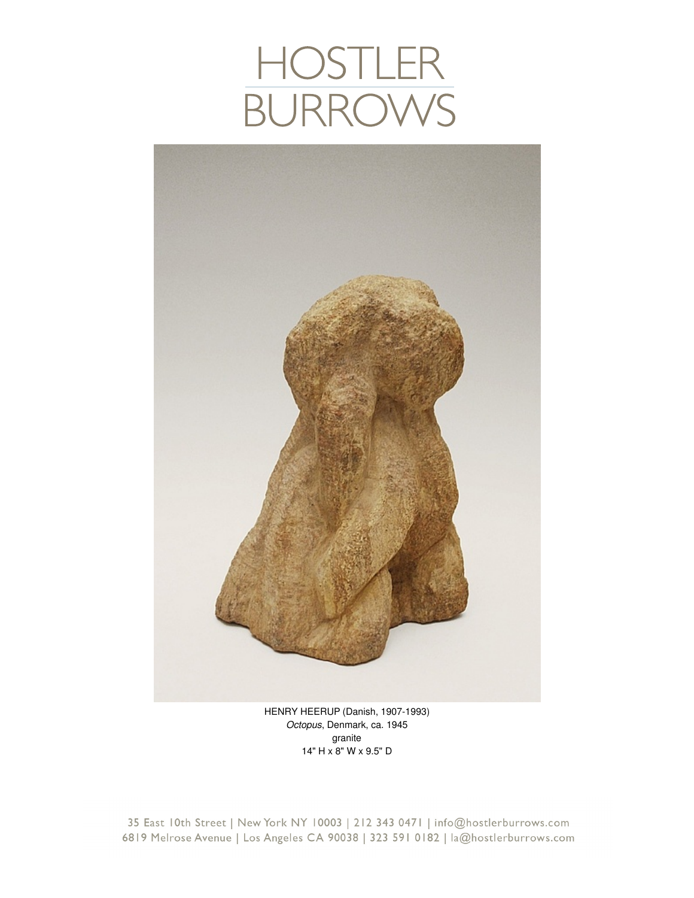# HOSTLER BURROWS

HENRY HEERUP (Danish, 1907-1993)
*Octopus*, Denmark, ca. 1945
granite
14" H x 8" W x 9.5" D

35 East 10th Street | New York NY 10003 | 212 343 0471 | info@hostlerburrows.com
6819 Melrose Avenue | Los Angeles CA 90038 | 323 591 0182 | la@hostlerburrows.com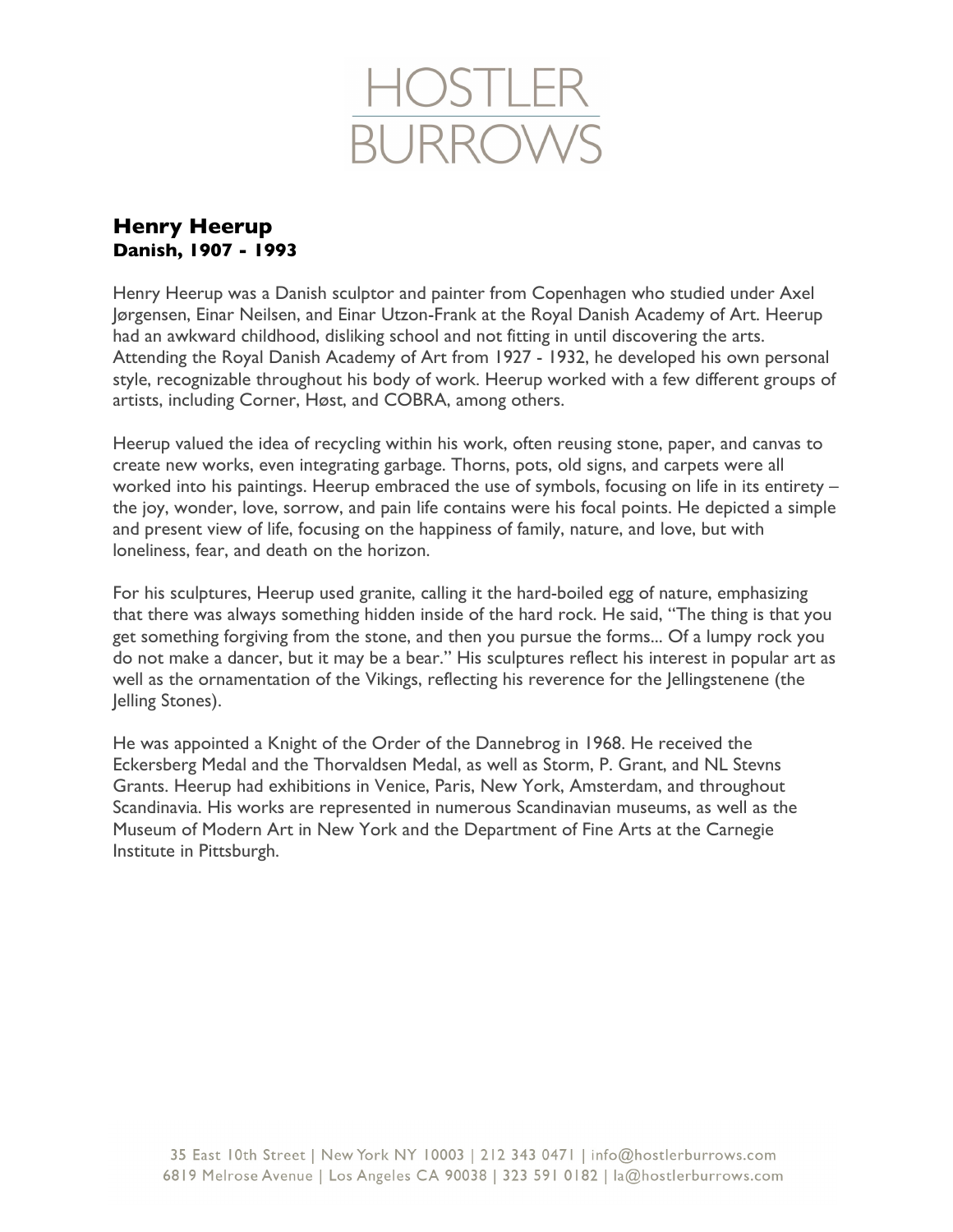# HOSTLER BURROWS

## Henry Heerup
**Danish, 1907 - 1993**

Henry Heerup was a Danish sculptor and painter from Copenhagen who studied under Axel Jørgensen, Einar Neilsen, and Einar Utzon-Frank at the Royal Danish Academy of Art. Heerup had an awkward childhood, disliking school and not fitting in until discovering the arts. Attending the Royal Danish Academy of Art from 1927 - 1932, he developed his own personal style, recognizable throughout his body of work. Heerup worked with a few different groups of artists, including Corner, Høst, and COBRA, among others.

Heerup valued the idea of recycling within his work, often reusing stone, paper, and canvas to create new works, even integrating garbage. Thorns, pots, old signs, and carpets were all worked into his paintings. Heerup embraced the use of symbols, focusing on life in its entirety – the joy, wonder, love, sorrow, and pain life contains were his focal points. He depicted a simple and present view of life, focusing on the happiness of family, nature, and love, but with loneliness, fear, and death on the horizon.

For his sculptures, Heerup used granite, calling it the hard-boiled egg of nature, emphasizing that there was always something hidden inside of the hard rock. He said, "The thing is that you get something forgiving from the stone, and then you pursue the forms... Of a lumpy rock you do not make a dancer, but it may be a bear." His sculptures reflect his interest in popular art as well as the ornamentation of the Vikings, reflecting his reverence for the Jellingstenene (the Jelling Stones).

He was appointed a Knight of the Order of the Dannebrog in 1968. He received the Eckersberg Medal and the Thorvaldsen Medal, as well as Storm, P. Grant, and NL Stevns Grants. Heerup had exhibitions in Venice, Paris, New York, Amsterdam, and throughout Scandinavia. His works are represented in numerous Scandinavian museums, as well as the Museum of Modern Art in New York and the Department of Fine Arts at the Carnegie Institute in Pittsburgh.

35 East 10th Street | New York NY 10003 | 212 343 0471 | info@hostlerburrows.com
6819 Melrose Avenue | Los Angeles CA 90038 | 323 591 0182 | la@hostlerburrows.com